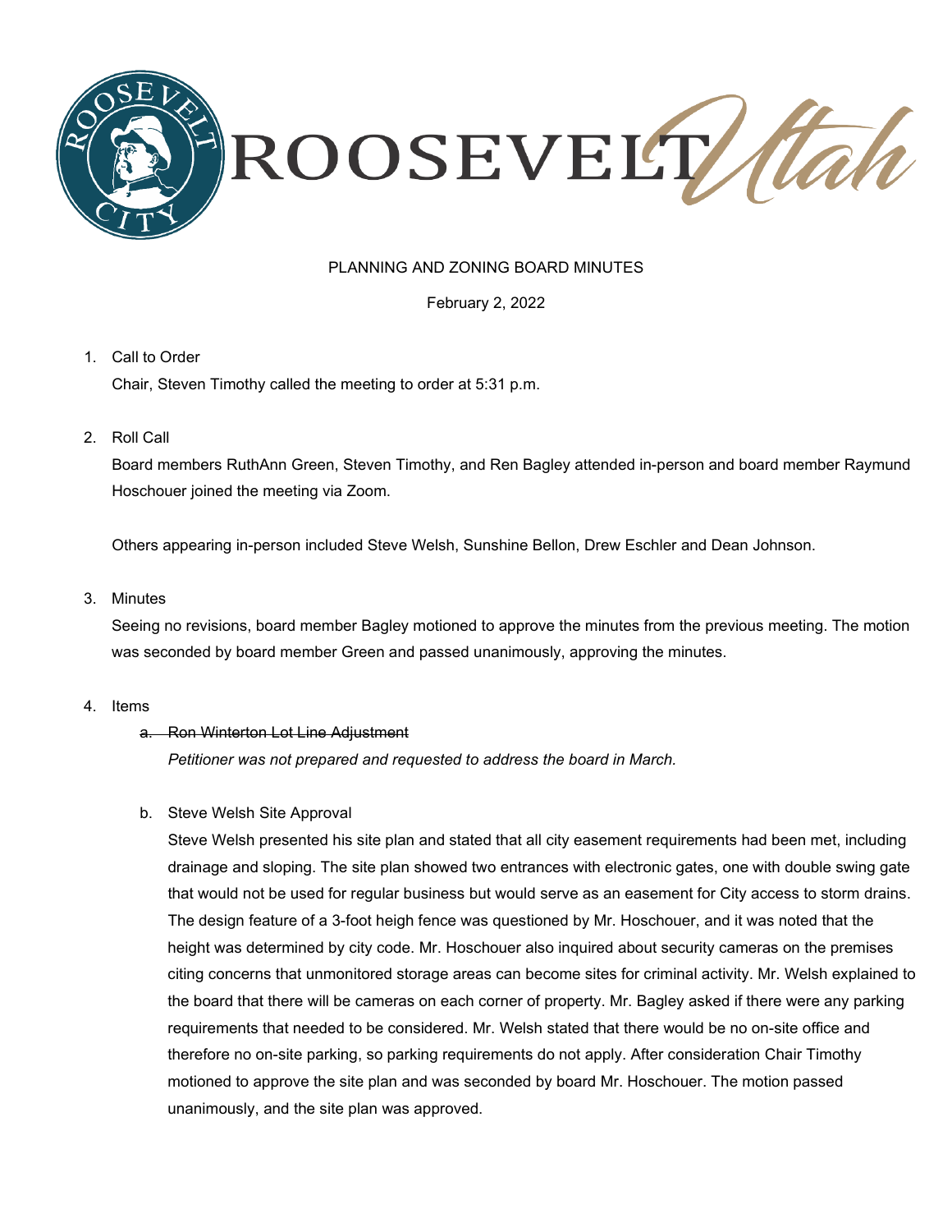# ROOSEVELT Utah

PLANNING AND ZONING BOARD MINUTES

February 2, 2022

1. Call to Order

   Chair, Steven Timothy called the meeting to order at 5:31 p.m.

2. Roll Call

   Board members RuthAnn Green, Steven Timothy, and Ren Bagley attended in-person and board member Raymund Hoschouer joined the meeting via Zoom.

   Others appearing in-person included Steve Welsh, Sunshine Bellon, Drew Eschler and Dean Johnson.

3. Minutes

   Seeing no revisions, board member Bagley motioned to approve the minutes from the previous meeting. The motion was seconded by board member Green and passed unanimously, approving the minutes.

4. Items

   a. ~~Ron Winterton Lot Line Adjustment~~

      *Petitioner was not prepared and requested to address the board in March.*

   b. Steve Welsh Site Approval

      Steve Welsh presented his site plan and stated that all city easement requirements had been met, including drainage and sloping. The site plan showed two entrances with electronic gates, one with double swing gate that would not be used for regular business but would serve as an easement for City access to storm drains. The design feature of a 3-foot heigh fence was questioned by Mr. Hoschouer, and it was noted that the height was determined by city code. Mr. Hoschouer also inquired about security cameras on the premises citing concerns that unmonitored storage areas can become sites for criminal activity. Mr. Welsh explained to the board that there will be cameras on each corner of property. Mr. Bagley asked if there were any parking requirements that needed to be considered. Mr. Welsh stated that there would be no on-site office and therefore no on-site parking, so parking requirements do not apply. After consideration Chair Timothy motioned to approve the site plan and was seconded by board Mr. Hoschouer. The motion passed unanimously, and the site plan was approved.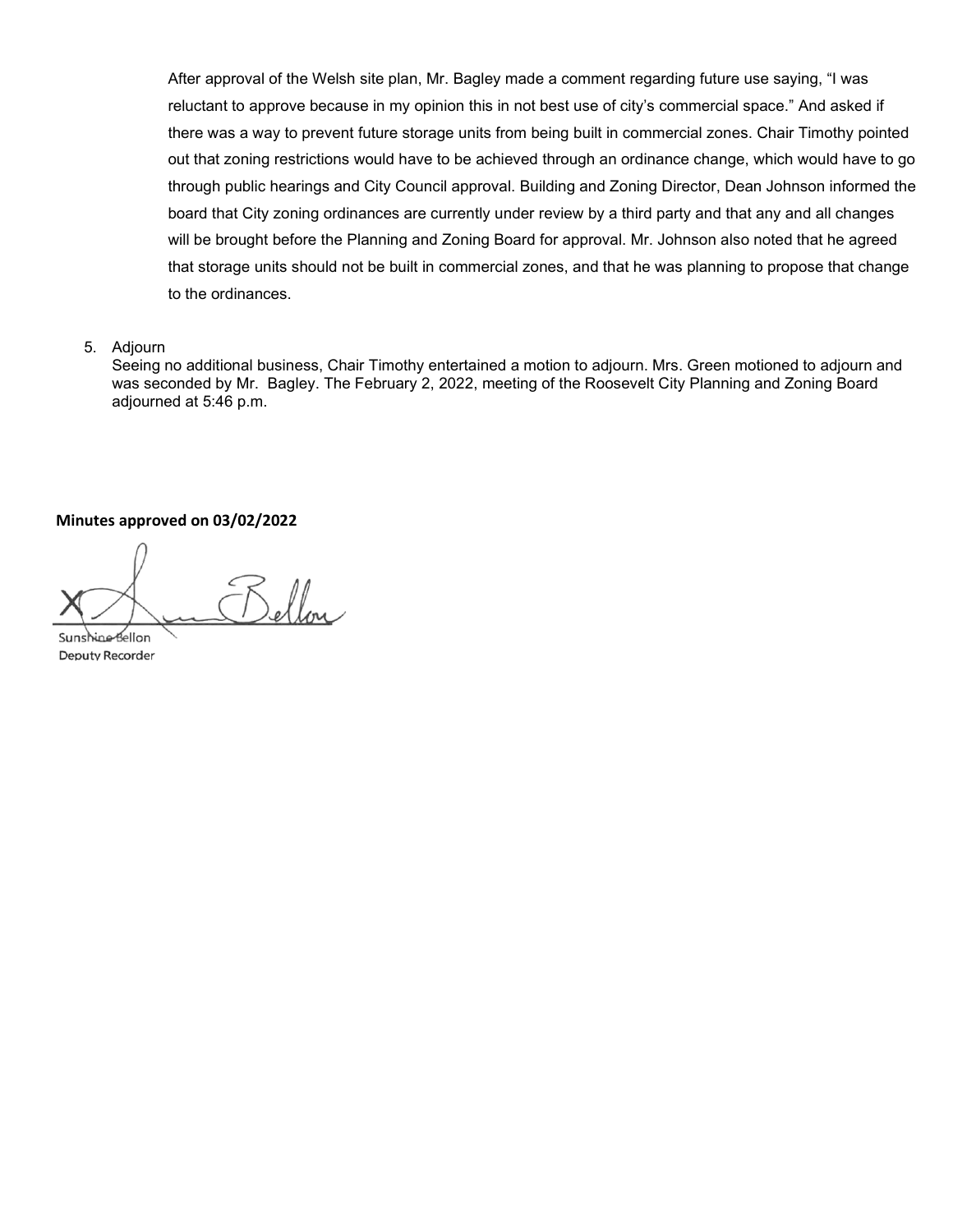After approval of the Welsh site plan, Mr. Bagley made a comment regarding future use saying, "I was reluctant to approve because in my opinion this in not best use of city's commercial space." And asked if there was a way to prevent future storage units from being built in commercial zones. Chair Timothy pointed out that zoning restrictions would have to be achieved through an ordinance change, which would have to go through public hearings and City Council approval. Building and Zoning Director, Dean Johnson informed the board that City zoning ordinances are currently under review by a third party and that any and all changes will be brought before the Planning and Zoning Board for approval. Mr. Johnson also noted that he agreed that storage units should not be built in commercial zones, and that he was planning to propose that change to the ordinances.

5. Adjourn
   Seeing no additional business, Chair Timothy entertained a motion to adjourn. Mrs. Green motioned to adjourn and was seconded by Mr. Bagley. The February 2, 2022, meeting of the Roosevelt City Planning and Zoning Board adjourned at 5:46 p.m.

**Minutes approved on 03/02/2022**

X

Sunshine Bellon
Deputy Recorder